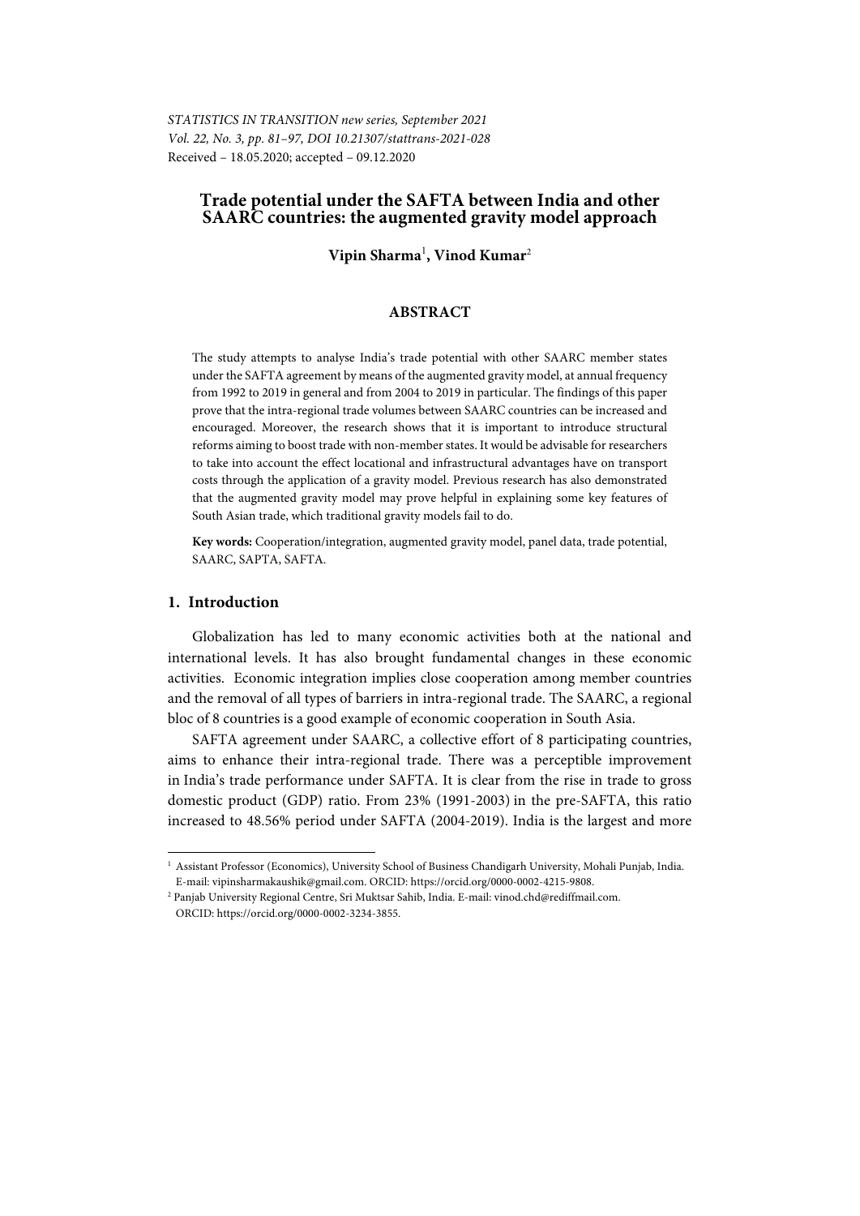STATISTICS IN TRANSITION new series, September 2021
Vol. 22, No. 3, pp. 81–97, DOI 10.21307/stattrans-2021-028
Received – 18.05.2020; accepted – 09.12.2020

# Trade potential under the SAFTA between India and other SAARC countries: the augmented gravity model approach

**Vipin Sharma**[1], **Vinod Kumar**[2]

## ABSTRACT

The study attempts to analyse India's trade potential with other SAARC member states under the SAFTA agreement by means of the augmented gravity model, at annual frequency from 1992 to 2019 in general and from 2004 to 2019 in particular. The findings of this paper prove that the intra-regional trade volumes between SAARC countries can be increased and encouraged. Moreover, the research shows that it is important to introduce structural reforms aiming to boost trade with non-member states. It would be advisable for researchers to take into account the effect locational and infrastructural advantages have on transport costs through the application of a gravity model. Previous research has also demonstrated that the augmented gravity model may prove helpful in explaining some key features of South Asian trade, which traditional gravity models fail to do.

**Key words:** Cooperation/integration, augmented gravity model, panel data, trade potential, SAARC, SAPTA, SAFTA.

## 1. Introduction

Globalization has led to many economic activities both at the national and international levels. It has also brought fundamental changes in these economic activities. Economic integration implies close cooperation among member countries and the removal of all types of barriers in intra-regional trade. The SAARC, a regional bloc of 8 countries is a good example of economic cooperation in South Asia.

SAFTA agreement under SAARC, a collective effort of 8 participating countries, aims to enhance their intra-regional trade. There was a perceptible improvement in India's trade performance under SAFTA. It is clear from the rise in trade to gross domestic product (GDP) ratio. From 23% (1991-2003) in the pre-SAFTA, this ratio increased to 48.56% period under SAFTA (2004-2019). India is the largest and more

---

[1] Assistant Professor (Economics), University School of Business Chandigarh University, Mohali Punjab, India. E-mail: vipinsharmakaushik@gmail.com. ORCID: https://orcid.org/0000-0002-4215-9808.

[2] Panjab University Regional Centre, Sri Muktsar Sahib, India. E-mail: vinod.chd@rediffmail.com. ORCID: https://orcid.org/0000-0002-3234-3855.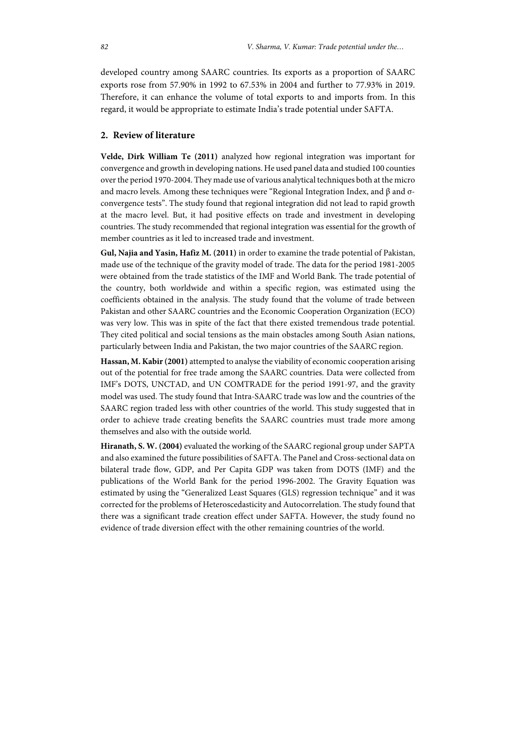developed country among SAARC countries. Its exports as a proportion of SAARC exports rose from 57.90% in 1992 to 67.53% in 2004 and further to 77.93% in 2019. Therefore, it can enhance the volume of total exports to and imports from. In this regard, it would be appropriate to estimate India's trade potential under SAFTA.

## 2. Review of literature

**Velde, Dirk William Te (2011)** analyzed how regional integration was important for convergence and growth in developing nations. He used panel data and studied 100 counties over the period 1970-2004. They made use of various analytical techniques both at the micro and macro levels. Among these techniques were "Regional Integration Index, and β and σ-convergence tests". The study found that regional integration did not lead to rapid growth at the macro level. But, it had positive effects on trade and investment in developing countries. The study recommended that regional integration was essential for the growth of member countries as it led to increased trade and investment.

**Gul, Najia and Yasin, Hafiz M. (2011)** in order to examine the trade potential of Pakistan, made use of the technique of the gravity model of trade. The data for the period 1981-2005 were obtained from the trade statistics of the IMF and World Bank. The trade potential of the country, both worldwide and within a specific region, was estimated using the coefficients obtained in the analysis. The study found that the volume of trade between Pakistan and other SAARC countries and the Economic Cooperation Organization (ECO) was very low. This was in spite of the fact that there existed tremendous trade potential. They cited political and social tensions as the main obstacles among South Asian nations, particularly between India and Pakistan, the two major countries of the SAARC region.

**Hassan, M. Kabir (2001)** attempted to analyse the viability of economic cooperation arising out of the potential for free trade among the SAARC countries. Data were collected from IMF's DOTS, UNCTAD, and UN COMTRADE for the period 1991-97, and the gravity model was used. The study found that Intra-SAARC trade was low and the countries of the SAARC region traded less with other countries of the world. This study suggested that in order to achieve trade creating benefits the SAARC countries must trade more among themselves and also with the outside world.

**Hiranath, S. W. (2004)** evaluated the working of the SAARC regional group under SAPTA and also examined the future possibilities of SAFTA. The Panel and Cross-sectional data on bilateral trade flow, GDP, and Per Capita GDP was taken from DOTS (IMF) and the publications of the World Bank for the period 1996-2002. The Gravity Equation was estimated by using the "Generalized Least Squares (GLS) regression technique" and it was corrected for the problems of Heteroscedasticity and Autocorrelation. The study found that there was a significant trade creation effect under SAFTA. However, the study found no evidence of trade diversion effect with the other remaining countries of the world.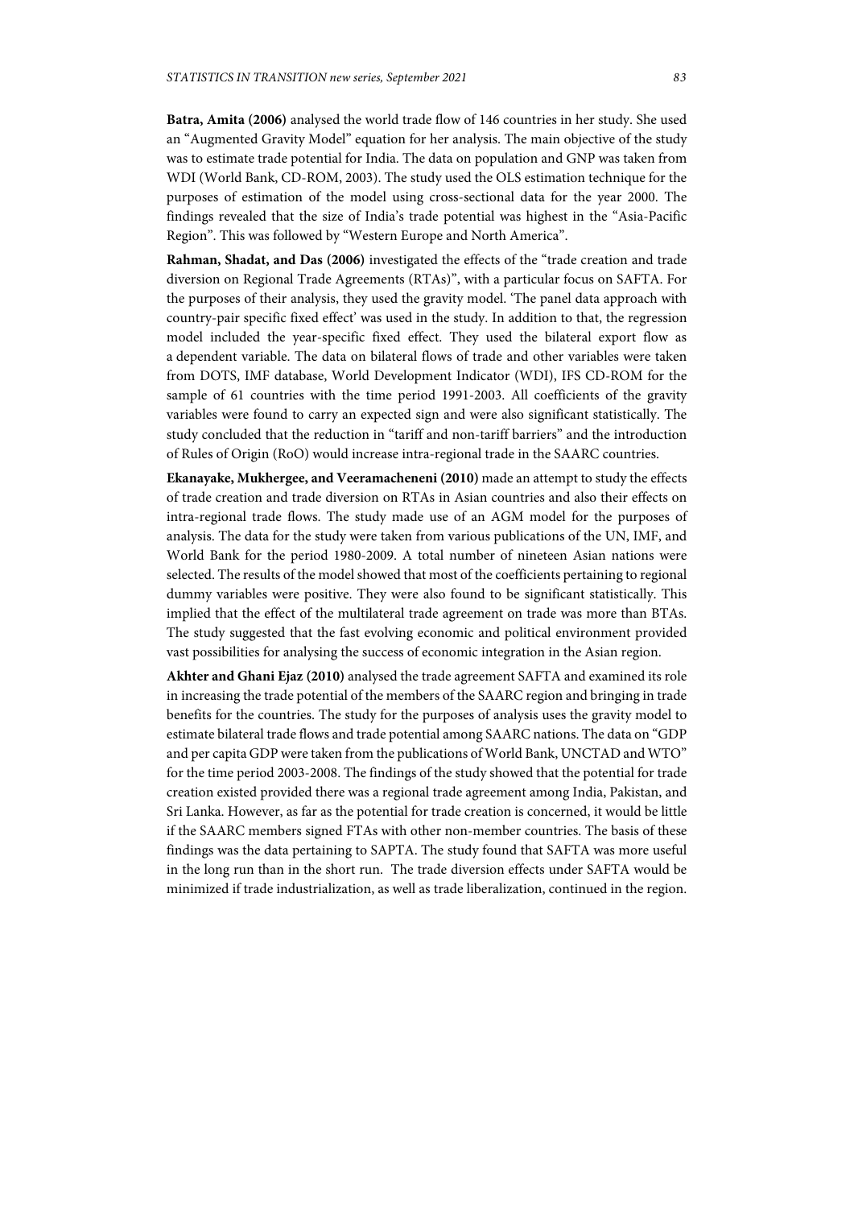**Batra, Amita (2006)** analysed the world trade flow of 146 countries in her study. She used an "Augmented Gravity Model" equation for her analysis. The main objective of the study was to estimate trade potential for India. The data on population and GNP was taken from WDI (World Bank, CD-ROM, 2003). The study used the OLS estimation technique for the purposes of estimation of the model using cross-sectional data for the year 2000. The findings revealed that the size of India's trade potential was highest in the "Asia-Pacific Region". This was followed by "Western Europe and North America".

**Rahman, Shadat, and Das (2006)** investigated the effects of the "trade creation and trade diversion on Regional Trade Agreements (RTAs)", with a particular focus on SAFTA. For the purposes of their analysis, they used the gravity model. 'The panel data approach with country-pair specific fixed effect' was used in the study. In addition to that, the regression model included the year-specific fixed effect. They used the bilateral export flow as a dependent variable. The data on bilateral flows of trade and other variables were taken from DOTS, IMF database, World Development Indicator (WDI), IFS CD-ROM for the sample of 61 countries with the time period 1991-2003. All coefficients of the gravity variables were found to carry an expected sign and were also significant statistically. The study concluded that the reduction in "tariff and non-tariff barriers" and the introduction of Rules of Origin (RoO) would increase intra-regional trade in the SAARC countries.

**Ekanayake, Mukhergee, and Veeramacheneni (2010)** made an attempt to study the effects of trade creation and trade diversion on RTAs in Asian countries and also their effects on intra-regional trade flows. The study made use of an AGM model for the purposes of analysis. The data for the study were taken from various publications of the UN, IMF, and World Bank for the period 1980-2009. A total number of nineteen Asian nations were selected. The results of the model showed that most of the coefficients pertaining to regional dummy variables were positive. They were also found to be significant statistically. This implied that the effect of the multilateral trade agreement on trade was more than BTAs. The study suggested that the fast evolving economic and political environment provided vast possibilities for analysing the success of economic integration in the Asian region.

**Akhter and Ghani Ejaz (2010)** analysed the trade agreement SAFTA and examined its role in increasing the trade potential of the members of the SAARC region and bringing in trade benefits for the countries. The study for the purposes of analysis uses the gravity model to estimate bilateral trade flows and trade potential among SAARC nations. The data on "GDP and per capita GDP were taken from the publications of World Bank, UNCTAD and WTO" for the time period 2003-2008. The findings of the study showed that the potential for trade creation existed provided there was a regional trade agreement among India, Pakistan, and Sri Lanka. However, as far as the potential for trade creation is concerned, it would be little if the SAARC members signed FTAs with other non-member countries. The basis of these findings was the data pertaining to SAPTA. The study found that SAFTA was more useful in the long run than in the short run. The trade diversion effects under SAFTA would be minimized if trade industrialization, as well as trade liberalization, continued in the region.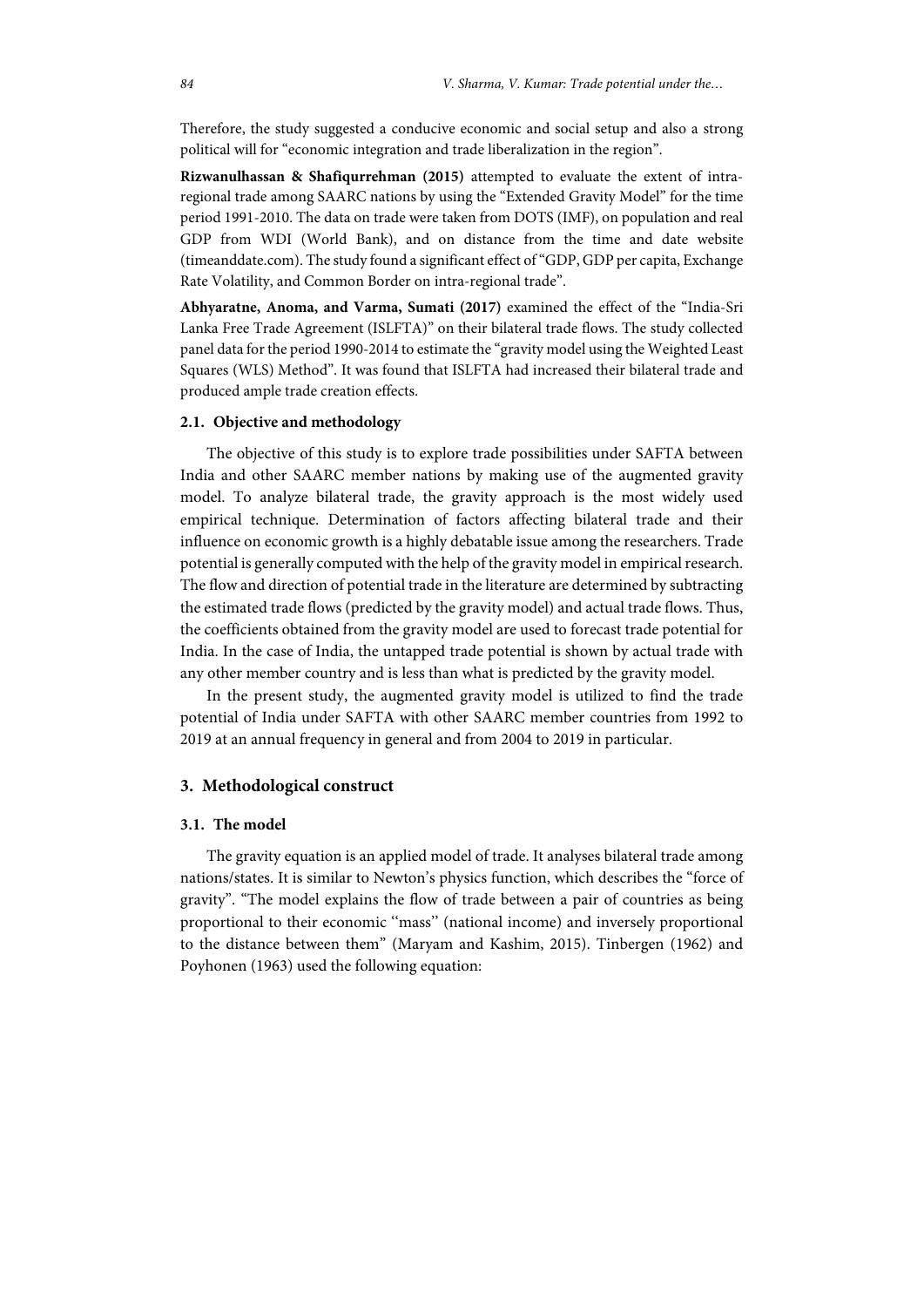Therefore, the study suggested a conducive economic and social setup and also a strong political will for "economic integration and trade liberalization in the region".

**Rizwanulhassan & Shafiqurrehman (2015)** attempted to evaluate the extent of intra-regional trade among SAARC nations by using the "Extended Gravity Model" for the time period 1991-2010. The data on trade were taken from DOTS (IMF), on population and real GDP from WDI (World Bank), and on distance from the time and date website (timeanddate.com). The study found a significant effect of "GDP, GDP per capita, Exchange Rate Volatility, and Common Border on intra-regional trade".

**Abhyaratne, Anoma, and Varma, Sumati (2017)** examined the effect of the "India-Sri Lanka Free Trade Agreement (ISLFTA)" on their bilateral trade flows. The study collected panel data for the period 1990-2014 to estimate the "gravity model using the Weighted Least Squares (WLS) Method". It was found that ISLFTA had increased their bilateral trade and produced ample trade creation effects.

### 2.1. Objective and methodology

The objective of this study is to explore trade possibilities under SAFTA between India and other SAARC member nations by making use of the augmented gravity model. To analyze bilateral trade, the gravity approach is the most widely used empirical technique. Determination of factors affecting bilateral trade and their influence on economic growth is a highly debatable issue among the researchers. Trade potential is generally computed with the help of the gravity model in empirical research. The flow and direction of potential trade in the literature are determined by subtracting the estimated trade flows (predicted by the gravity model) and actual trade flows. Thus, the coefficients obtained from the gravity model are used to forecast trade potential for India. In the case of India, the untapped trade potential is shown by actual trade with any other member country and is less than what is predicted by the gravity model.

In the present study, the augmented gravity model is utilized to find the trade potential of India under SAFTA with other SAARC member countries from 1992 to 2019 at an annual frequency in general and from 2004 to 2019 in particular.

## 3. Methodological construct

### 3.1. The model

The gravity equation is an applied model of trade. It analyses bilateral trade among nations/states. It is similar to Newton's physics function, which describes the "force of gravity". "The model explains the flow of trade between a pair of countries as being proportional to their economic "mass" (national income) and inversely proportional to the distance between them" (Maryam and Kashim, 2015). Tinbergen (1962) and Poyhonen (1963) used the following equation: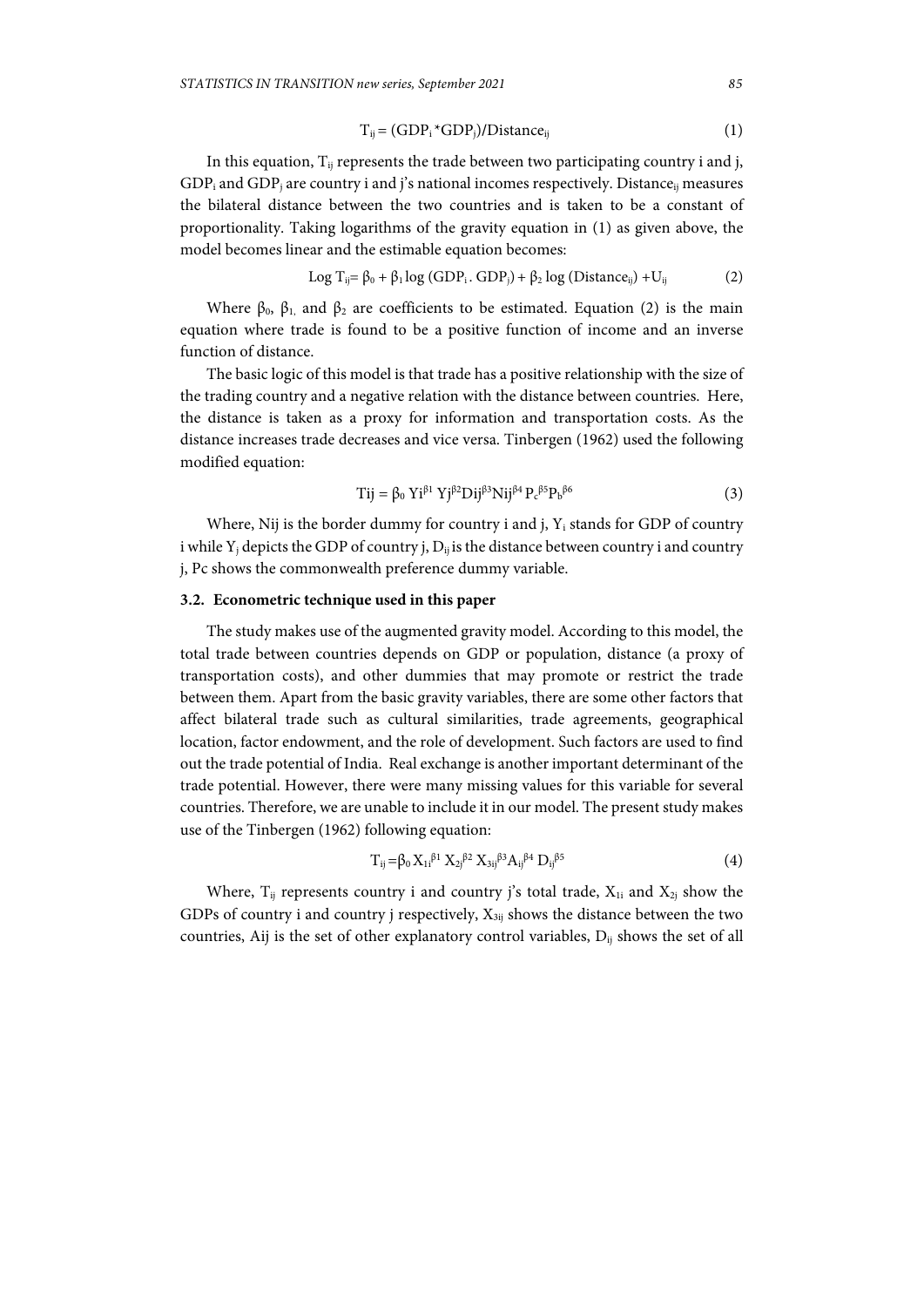$$T_{ij} = (GDP_i * GDP_j)/Distance_{ij} \quad (1)$$

In this equation, $T_{ij}$ represents the trade between two participating country i and j, $GDP_i$ and $GDP_j$ are country i and j's national incomes respectively. $Distance_{ij}$ measures the bilateral distance between the two countries and is taken to be a constant of proportionality. Taking logarithms of the gravity equation in (1) as given above, the model becomes linear and the estimable equation becomes:

$$\text{Log } T_{ij} = \beta_0 + \beta_1 \log (GDP_i . GDP_j) + \beta_2 \log (Distance_{ij}) + U_{ij} \quad (2)$$

Where $\beta_0$, $\beta_1$, and $\beta_2$ are coefficients to be estimated. Equation (2) is the main equation where trade is found to be a positive function of income and an inverse function of distance.

The basic logic of this model is that trade has a positive relationship with the size of the trading country and a negative relation with the distance between countries. Here, the distance is taken as a proxy for information and transportation costs. As the distance increases trade decreases and vice versa. Tinbergen (1962) used the following modified equation:

$$Tij = \beta_0 \, Yi^{\beta 1} \, Yj^{\beta 2} Dij^{\beta 3} Nij^{\beta 4} \, P_c^{\beta 5} P_b^{\beta 6} \quad (3)$$

Where, Nij is the border dummy for country i and j, $Y_i$ stands for GDP of country i while $Y_j$ depicts the GDP of country j, $D_{ij}$ is the distance between country i and country j, Pc shows the commonwealth preference dummy variable.

### 3.2. Econometric technique used in this paper

The study makes use of the augmented gravity model. According to this model, the total trade between countries depends on GDP or population, distance (a proxy of transportation costs), and other dummies that may promote or restrict the trade between them. Apart from the basic gravity variables, there are some other factors that affect bilateral trade such as cultural similarities, trade agreements, geographical location, factor endowment, and the role of development. Such factors are used to find out the trade potential of India. Real exchange is another important determinant of the trade potential. However, there were many missing values for this variable for several countries. Therefore, we are unable to include it in our model. The present study makes use of the Tinbergen (1962) following equation:

$$T_{ij} = \beta_0 \, X_{1i}^{\beta 1} \, X_{2j}^{\beta 2} \, X_{3ij}^{\beta 3} A_{ij}^{\beta 4} \, D_{ij}^{\beta 5} \quad (4)$$

Where, $T_{ij}$ represents country i and country j's total trade, $X_{1i}$ and $X_{2j}$ show the GDPs of country i and country j respectively, $X_{3ij}$ shows the distance between the two countries, Aij is the set of other explanatory control variables, $D_{ij}$ shows the set of all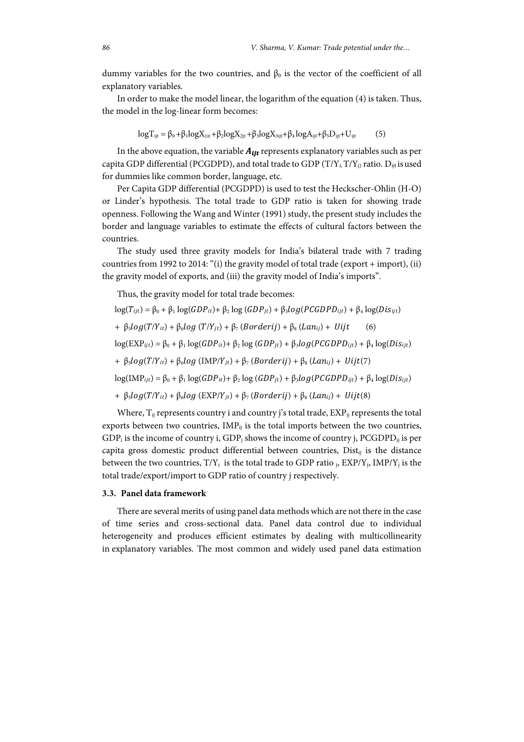dummy variables for the two countries, and $\beta_0$ is the vector of the coefficient of all explanatory variables.

In order to make the model linear, the logarithm of the equation (4) is taken. Thus, the model in the log-linear form becomes:

$$\log T_{ijt} = \beta_0 + \beta_1 \log X_{1it} + \beta_2 \log X_{2jt} + \beta_3 \log X_{3ijt} + \beta_4 \log A_{ijt} + \beta_5 D_{ijt} + U_{ijt} \qquad (5)$$

In the above equation, the variable $\boldsymbol{A_{ijt}}$ represents explanatory variables such as per capita GDP differential (PCGDPD), and total trade to GDP ($T/Y_i$, $T/Y_j$) ratio. $D_{ijt}$ is used for dummies like common border, language, etc.

Per Capita GDP differential (PCGDPD) is used to test the Heckscher-Ohlin (H-O) or Linder's hypothesis. The total trade to GDP ratio is taken for showing trade openness. Following the Wang and Winter (1991) study, the present study includes the border and language variables to estimate the effects of cultural factors between the countries.

The study used three gravity models for India's bilateral trade with 7 trading countries from 1992 to 2014: "(i) the gravity model of total trade (export + import), (ii) the gravity model of exports, and (iii) the gravity model of India's imports".

Thus, the gravity model for total trade becomes:

$$\log(T_{ijt}) = \beta_0 + \beta_1 \log(GDP_{it}) + \beta_2 \log(GDP_{jt}) + \beta_3 log(PCGDPD_{ijt}) + \beta_4 \log(Dis_{ijt})$$
$$+ \beta_5 log(T/Y_{it}) + \beta_6 log(T/Y_{jt}) + \beta_7 (Borderij) + \beta_8 (Lan_{ij}) + Uijt \qquad (6)$$

$$\log(\mathrm{EXP}_{ijt}) = \beta_0 + \beta_1 \log(GDP_{it}) + \beta_2 \log(GDP_{jt}) + \beta_3 log(PCGDPD_{ijt}) + \beta_4 \log(Dis_{ijt})$$
$$+ \beta_5 log(T/Y_{it}) + \beta_6 log(\mathrm{IMP}/Y_{jt}) + \beta_7 (Borderij) + \beta_8 (Lan_{ij}) + Uijt \qquad (7)$$

$$\log(\mathrm{IMP}_{ijt}) = \beta_0 + \beta_1 \log(GDP_{it}) + \beta_2 \log(GDP_{jt}) + \beta_3 log(PCGDPD_{ijt}) + \beta_4 \log(Dis_{ijt})$$
$$+ \beta_5 log(T/Y_{it}) + \beta_6 log(\mathrm{EXP}/Y_{jt}) + \beta_7 (Borderij) + \beta_8 (Lan_{ij}) + Uijt \qquad (8)$$

Where, $T_{ij}$ represents country i and country j's total trade, $EXP_{ij}$ represents the total exports between two countries, $IMP_{ij}$ is the total imports between the two countries, $GDP_i$ is the income of country i, $GDP_j$ shows the income of country j, $PCGDPD_{ij}$ is per capita gross domestic product differential between countries, $Dist_{ij}$ is the distance between the two countries, $T/Y_i$ is the total trade to GDP ratio $_j$, $EXP/Y_j$, $IMP/Y_j$ is the total trade/export/import to GDP ratio of country j respectively.

### 3.3. Panel data framework

There are several merits of using panel data methods which are not there in the case of time series and cross-sectional data. Panel data control due to individual heterogeneity and produces efficient estimates by dealing with multicollinearity in explanatory variables. The most common and widely used panel data estimation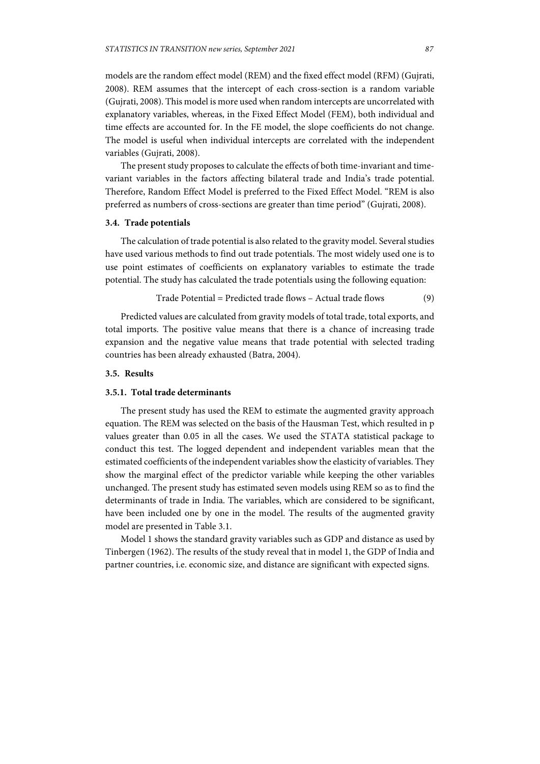models are the random effect model (REM) and the fixed effect model (RFM) (Gujrati, 2008). REM assumes that the intercept of each cross-section is a random variable (Gujrati, 2008). This model is more used when random intercepts are uncorrelated with explanatory variables, whereas, in the Fixed Effect Model (FEM), both individual and time effects are accounted for. In the FE model, the slope coefficients do not change. The model is useful when individual intercepts are correlated with the independent variables (Gujrati, 2008).

The present study proposes to calculate the effects of both time-invariant and time-variant variables in the factors affecting bilateral trade and India's trade potential. Therefore, Random Effect Model is preferred to the Fixed Effect Model. "REM is also preferred as numbers of cross-sections are greater than time period" (Gujrati, 2008).

### 3.4. Trade potentials

The calculation of trade potential is also related to the gravity model. Several studies have used various methods to find out trade potentials. The most widely used one is to use point estimates of coefficients on explanatory variables to estimate the trade potential. The study has calculated the trade potentials using the following equation:

$$\text{Trade Potential} = \text{Predicted trade flows} - \text{Actual trade flows} \tag{9}$$

Predicted values are calculated from gravity models of total trade, total exports, and total imports. The positive value means that there is a chance of increasing trade expansion and the negative value means that trade potential with selected trading countries has been already exhausted (Batra, 2004).

### 3.5. Results

#### 3.5.1. Total trade determinants

The present study has used the REM to estimate the augmented gravity approach equation. The REM was selected on the basis of the Hausman Test, which resulted in p values greater than 0.05 in all the cases. We used the STATA statistical package to conduct this test. The logged dependent and independent variables mean that the estimated coefficients of the independent variables show the elasticity of variables. They show the marginal effect of the predictor variable while keeping the other variables unchanged. The present study has estimated seven models using REM so as to find the determinants of trade in India. The variables, which are considered to be significant, have been included one by one in the model. The results of the augmented gravity model are presented in Table 3.1.

Model 1 shows the standard gravity variables such as GDP and distance as used by Tinbergen (1962). The results of the study reveal that in model 1, the GDP of India and partner countries, i.e. economic size, and distance are significant with expected signs.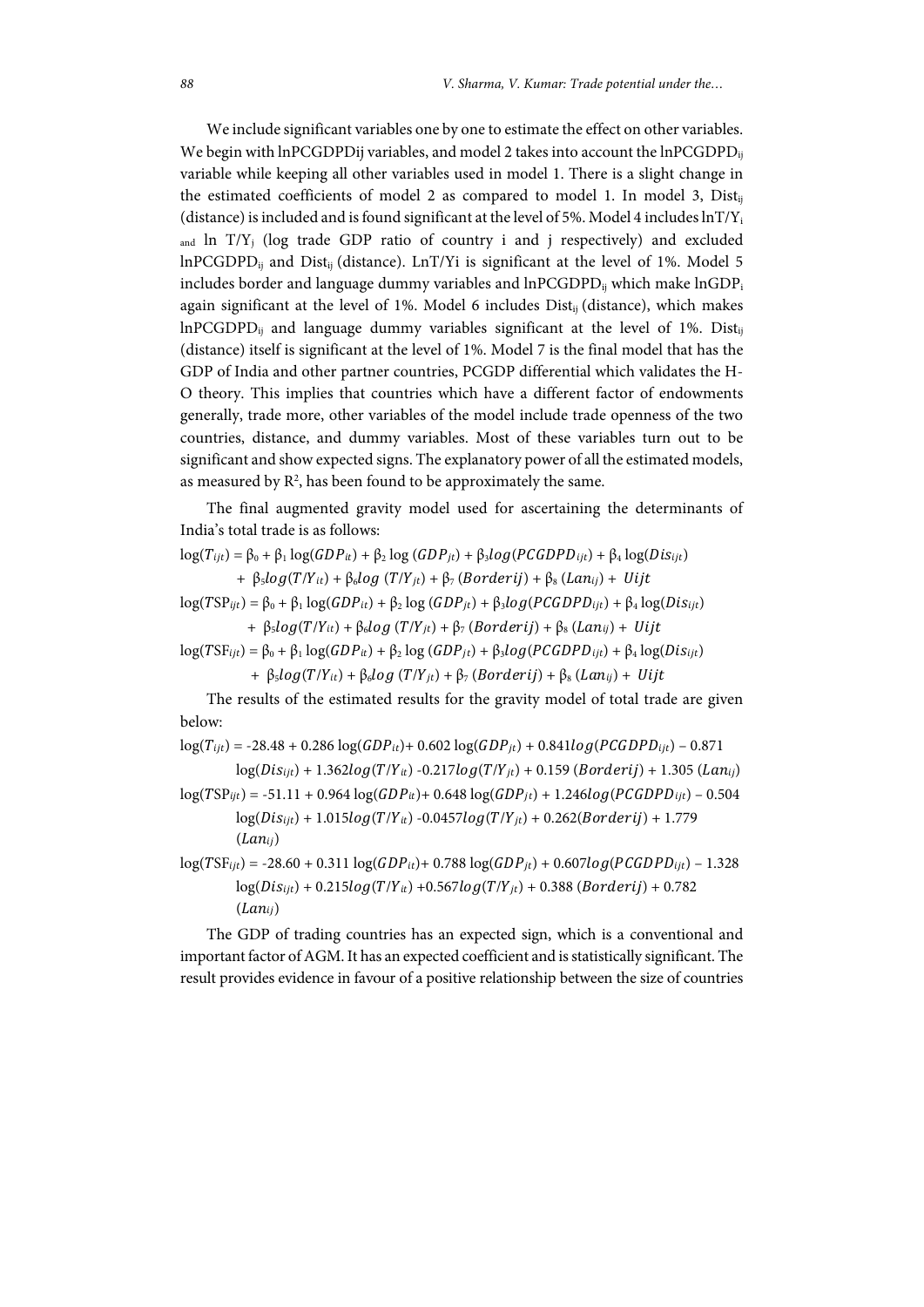We include significant variables one by one to estimate the effect on other variables. We begin with lnPCGDPDij variables, and model 2 takes into account the $lnPCGDPD_{ij}$ variable while keeping all other variables used in model 1. There is a slight change in the estimated coefficients of model 2 as compared to model 1. In model 3, $Dist_{ij}$ (distance) is included and is found significant at the level of 5%. Model 4 includes $lnT/Y_i$ and $ln\ T/Y_j$ (log trade GDP ratio of country i and j respectively) and excluded $lnPCGDPD_{ij}$ and $Dist_{ij}$ (distance). LnT/Yi is significant at the level of 1%. Model 5 includes border and language dummy variables and $lnPCGDPD_{ij}$ which make $lnGDP_i$ again significant at the level of 1%. Model 6 includes $Dist_{ij}$ (distance), which makes $lnPCGDPD_{ij}$ and language dummy variables significant at the level of 1%. $Dist_{ij}$ (distance) itself is significant at the level of 1%. Model 7 is the final model that has the GDP of India and other partner countries, PCGDP differential which validates the H-O theory. This implies that countries which have a different factor of endowments generally, trade more, other variables of the model include trade openness of the two countries, distance, and dummy variables. Most of these variables turn out to be significant and show expected signs. The explanatory power of all the estimated models, as measured by $R^2$, has been found to be approximately the same.

The final augmented gravity model used for ascertaining the determinants of India's total trade is as follows:

$$\log(T_{ijt}) = \beta_0 + \beta_1 \log(GDP_{it}) + \beta_2 \log(GDP_{jt}) + \beta_3 log(PCGDPD_{ijt}) + \beta_4 \log(Dis_{ijt}) + \beta_5 log(T/Y_{it}) + \beta_6 log(T/Y_{jt}) + \beta_7 (Borderij) + \beta_8 (Lan_{ij}) + Uijt$$

$$\log(TSP_{ijt}) = \beta_0 + \beta_1 \log(GDP_{it}) + \beta_2 \log(GDP_{jt}) + \beta_3 log(PCGDPD_{ijt}) + \beta_4 \log(Dis_{ijt}) + \beta_5 log(T/Y_{it}) + \beta_6 log(T/Y_{jt}) + \beta_7 (Borderij) + \beta_8 (Lan_{ij}) + Uijt$$

$$\log(TSF_{ijt}) = \beta_0 + \beta_1 \log(GDP_{it}) + \beta_2 \log(GDP_{jt}) + \beta_3 log(PCGDPD_{ijt}) + \beta_4 \log(Dis_{ijt}) + \beta_5 log(T/Y_{it}) + \beta_6 log(T/Y_{jt}) + \beta_7 (Borderij) + \beta_8 (Lan_{ij}) + Uijt$$

The results of the estimated results for the gravity model of total trade are given below:

$$\log(T_{ijt}) = -28.48 + 0.286 \log(GDP_{it}) + 0.602 \log(GDP_{jt}) + 0.841 log(PCGDPD_{ijt}) - 0.871 \log(Dis_{ijt}) + 1.362 log(T/Y_{it}) - 0.217 log(T/Y_{jt}) + 0.159 (Borderij) + 1.305 (Lan_{ij})$$

$$\log(TSP_{ijt}) = -51.11 + 0.964 \log(GDP_{it}) + 0.648 \log(GDP_{jt}) + 1.246 log(PCGDPD_{ijt}) - 0.504 \log(Dis_{ijt}) + 1.015 log(T/Y_{it}) - 0.0457 log(T/Y_{jt}) + 0.262 (Borderij) + 1.779 (Lan_{ij})$$

$$\log(TSF_{ijt}) = -28.60 + 0.311 \log(GDP_{it}) + 0.788 \log(GDP_{jt}) + 0.607 log(PCGDPD_{ijt}) - 1.328 \log(Dis_{ijt}) + 0.215 log(T/Y_{it}) + 0.567 log(T/Y_{jt}) + 0.388 (Borderij) + 0.782 (Lan_{ij})$$

The GDP of trading countries has an expected sign, which is a conventional and important factor of AGM. It has an expected coefficient and is statistically significant. The result provides evidence in favour of a positive relationship between the size of countries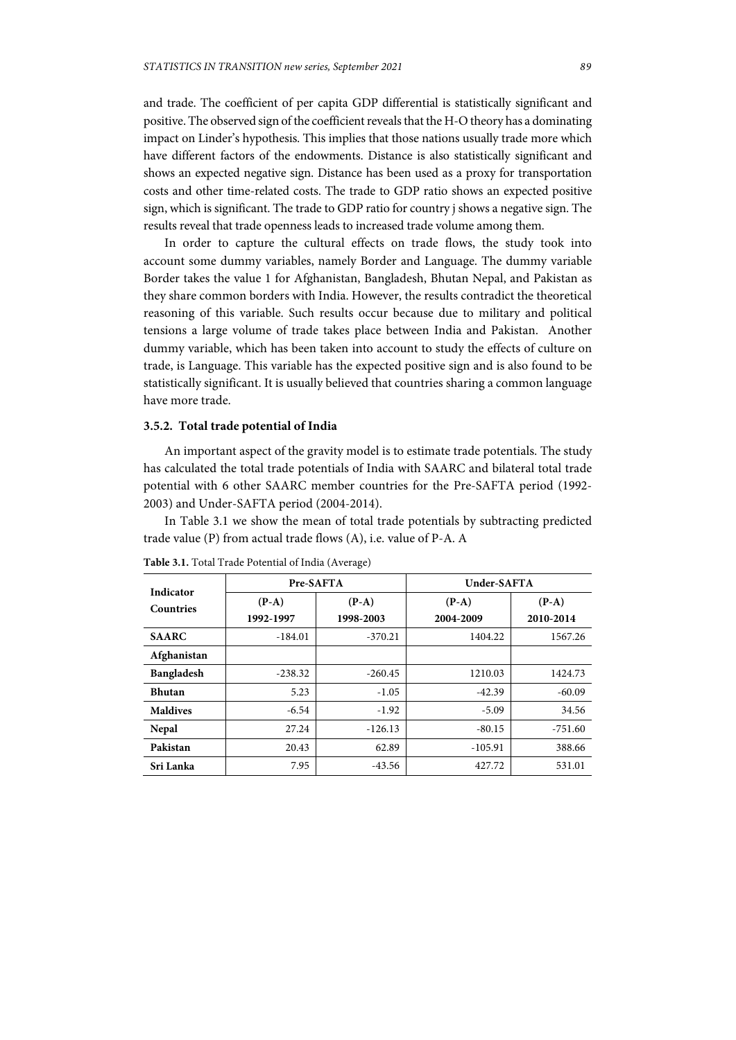and trade. The coefficient of per capita GDP differential is statistically significant and positive. The observed sign of the coefficient reveals that the H-O theory has a dominating impact on Linder's hypothesis. This implies that those nations usually trade more which have different factors of the endowments. Distance is also statistically significant and shows an expected negative sign. Distance has been used as a proxy for transportation costs and other time-related costs. The trade to GDP ratio shows an expected positive sign, which is significant. The trade to GDP ratio for country j shows a negative sign. The results reveal that trade openness leads to increased trade volume among them.

In order to capture the cultural effects on trade flows, the study took into account some dummy variables, namely Border and Language. The dummy variable Border takes the value 1 for Afghanistan, Bangladesh, Bhutan Nepal, and Pakistan as they share common borders with India. However, the results contradict the theoretical reasoning of this variable. Such results occur because due to military and political tensions a large volume of trade takes place between India and Pakistan. Another dummy variable, which has been taken into account to study the effects of culture on trade, is Language. This variable has the expected positive sign and is also found to be statistically significant. It is usually believed that countries sharing a common language have more trade.

### 3.5.2. Total trade potential of India

An important aspect of the gravity model is to estimate trade potentials. The study has calculated the total trade potentials of India with SAARC and bilateral total trade potential with 6 other SAARC member countries for the Pre-SAFTA period (1992-2003) and Under-SAFTA period (2004-2014).

In Table 3.1 we show the mean of total trade potentials by subtracting predicted trade value (P) from actual trade flows (A), i.e. value of P-A. A

**Table 3.1.** Total Trade Potential of India (Average)

| Indicator Countries | Pre-SAFTA | | Under-SAFTA | |
|---|---|---|---|---|
| | (P-A) 1992-1997 | (P-A) 1998-2003 | (P-A) 2004-2009 | (P-A) 2010-2014 |
| **SAARC** | -184.01 | -370.21 | 1404.22 | 1567.26 |
| **Afghanistan** | | | | |
| **Bangladesh** | -238.32 | -260.45 | 1210.03 | 1424.73 |
| **Bhutan** | 5.23 | -1.05 | -42.39 | -60.09 |
| **Maldives** | -6.54 | -1.92 | -5.09 | 34.56 |
| **Nepal** | 27.24 | -126.13 | -80.15 | -751.60 |
| **Pakistan** | 20.43 | 62.89 | -105.91 | 388.66 |
| **Sri Lanka** | 7.95 | -43.56 | 427.72 | 531.01 |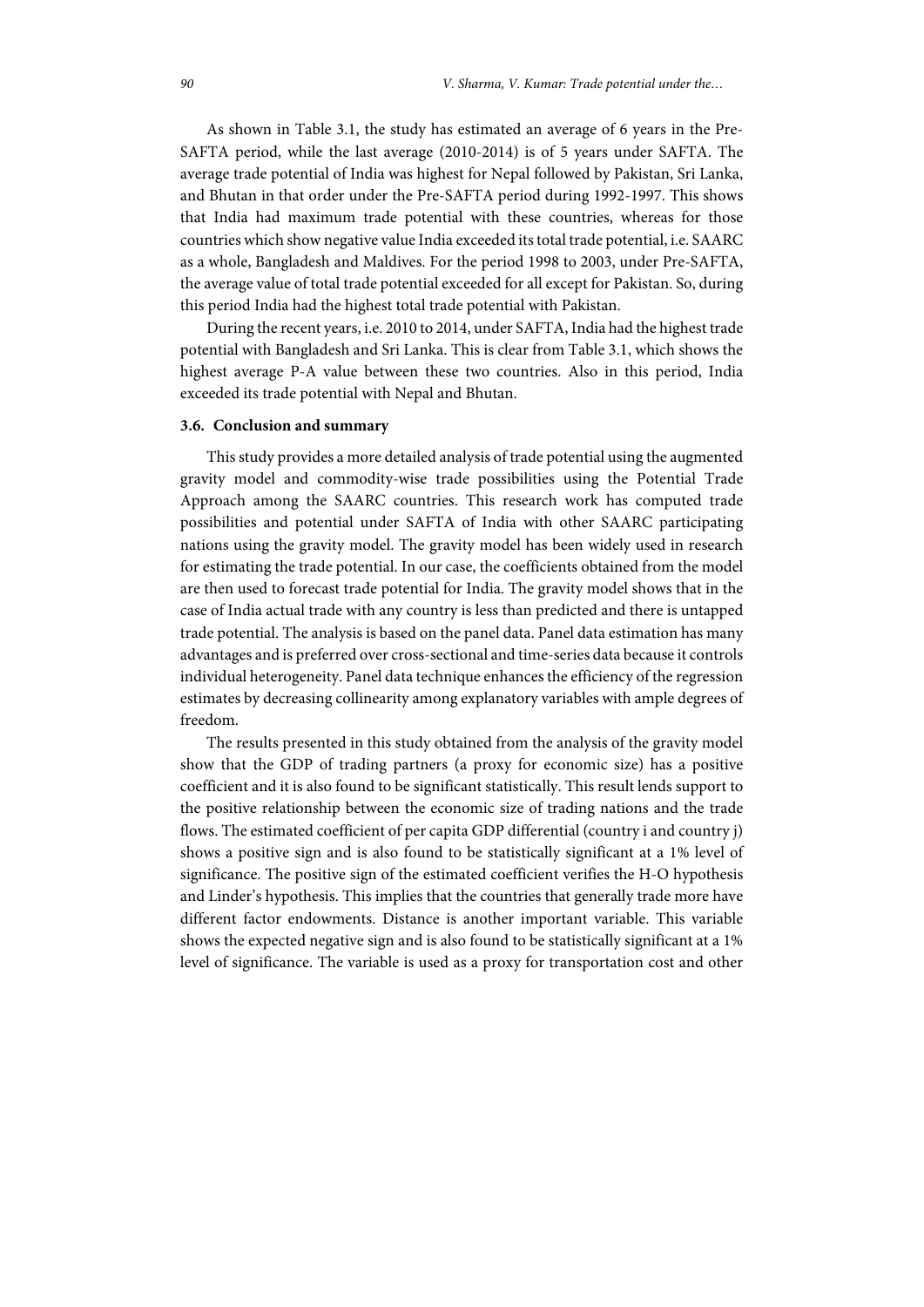As shown in Table 3.1, the study has estimated an average of 6 years in the Pre-SAFTA period, while the last average (2010-2014) is of 5 years under SAFTA. The average trade potential of India was highest for Nepal followed by Pakistan, Sri Lanka, and Bhutan in that order under the Pre-SAFTA period during 1992-1997. This shows that India had maximum trade potential with these countries, whereas for those countries which show negative value India exceeded its total trade potential, i.e. SAARC as a whole, Bangladesh and Maldives. For the period 1998 to 2003, under Pre-SAFTA, the average value of total trade potential exceeded for all except for Pakistan. So, during this period India had the highest total trade potential with Pakistan.

During the recent years, i.e. 2010 to 2014, under SAFTA, India had the highest trade potential with Bangladesh and Sri Lanka. This is clear from Table 3.1, which shows the highest average P-A value between these two countries. Also in this period, India exceeded its trade potential with Nepal and Bhutan.

### 3.6. Conclusion and summary

This study provides a more detailed analysis of trade potential using the augmented gravity model and commodity-wise trade possibilities using the Potential Trade Approach among the SAARC countries. This research work has computed trade possibilities and potential under SAFTA of India with other SAARC participating nations using the gravity model. The gravity model has been widely used in research for estimating the trade potential. In our case, the coefficients obtained from the model are then used to forecast trade potential for India. The gravity model shows that in the case of India actual trade with any country is less than predicted and there is untapped trade potential. The analysis is based on the panel data. Panel data estimation has many advantages and is preferred over cross-sectional and time-series data because it controls individual heterogeneity. Panel data technique enhances the efficiency of the regression estimates by decreasing collinearity among explanatory variables with ample degrees of freedom.

The results presented in this study obtained from the analysis of the gravity model show that the GDP of trading partners (a proxy for economic size) has a positive coefficient and it is also found to be significant statistically. This result lends support to the positive relationship between the economic size of trading nations and the trade flows. The estimated coefficient of per capita GDP differential (country i and country j) shows a positive sign and is also found to be statistically significant at a 1% level of significance. The positive sign of the estimated coefficient verifies the H-O hypothesis and Linder's hypothesis. This implies that the countries that generally trade more have different factor endowments. Distance is another important variable. This variable shows the expected negative sign and is also found to be statistically significant at a 1% level of significance. The variable is used as a proxy for transportation cost and other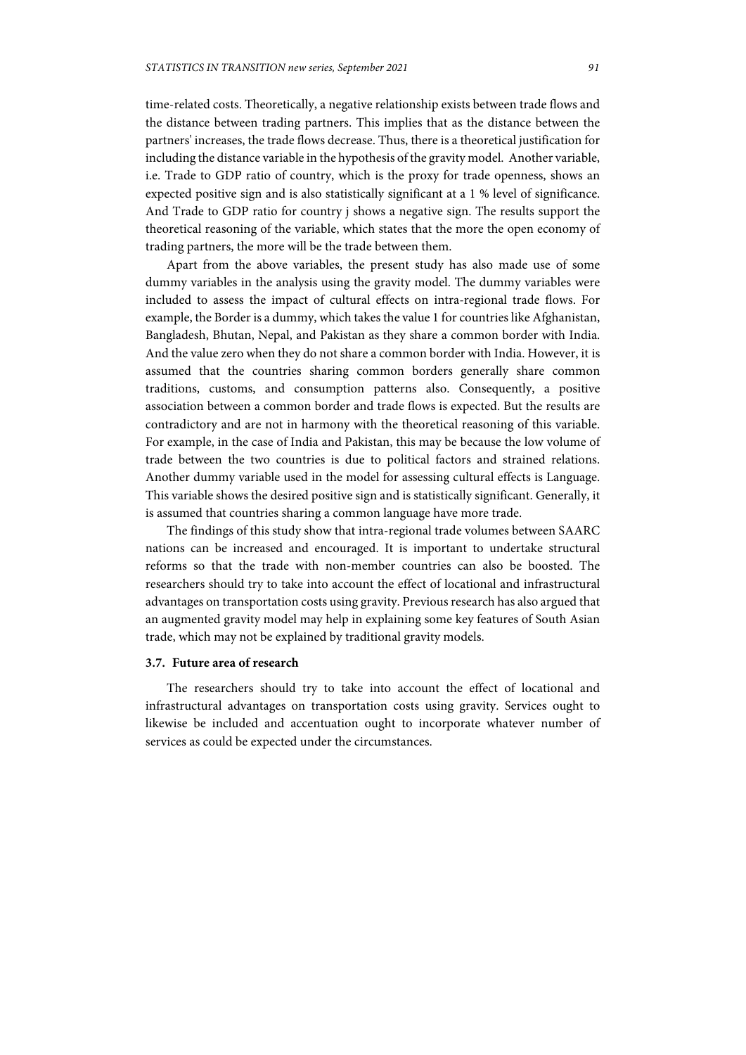time-related costs. Theoretically, a negative relationship exists between trade flows and the distance between trading partners. This implies that as the distance between the partners' increases, the trade flows decrease. Thus, there is a theoretical justification for including the distance variable in the hypothesis of the gravity model. Another variable, i.e. Trade to GDP ratio of country, which is the proxy for trade openness, shows an expected positive sign and is also statistically significant at a 1 % level of significance. And Trade to GDP ratio for country j shows a negative sign. The results support the theoretical reasoning of the variable, which states that the more the open economy of trading partners, the more will be the trade between them.

Apart from the above variables, the present study has also made use of some dummy variables in the analysis using the gravity model. The dummy variables were included to assess the impact of cultural effects on intra-regional trade flows. For example, the Border is a dummy, which takes the value 1 for countries like Afghanistan, Bangladesh, Bhutan, Nepal, and Pakistan as they share a common border with India. And the value zero when they do not share a common border with India. However, it is assumed that the countries sharing common borders generally share common traditions, customs, and consumption patterns also. Consequently, a positive association between a common border and trade flows is expected. But the results are contradictory and are not in harmony with the theoretical reasoning of this variable. For example, in the case of India and Pakistan, this may be because the low volume of trade between the two countries is due to political factors and strained relations. Another dummy variable used in the model for assessing cultural effects is Language. This variable shows the desired positive sign and is statistically significant. Generally, it is assumed that countries sharing a common language have more trade.

The findings of this study show that intra-regional trade volumes between SAARC nations can be increased and encouraged. It is important to undertake structural reforms so that the trade with non-member countries can also be boosted. The researchers should try to take into account the effect of locational and infrastructural advantages on transportation costs using gravity. Previous research has also argued that an augmented gravity model may help in explaining some key features of South Asian trade, which may not be explained by traditional gravity models.

### 3.7. Future area of research

The researchers should try to take into account the effect of locational and infrastructural advantages on transportation costs using gravity. Services ought to likewise be included and accentuation ought to incorporate whatever number of services as could be expected under the circumstances.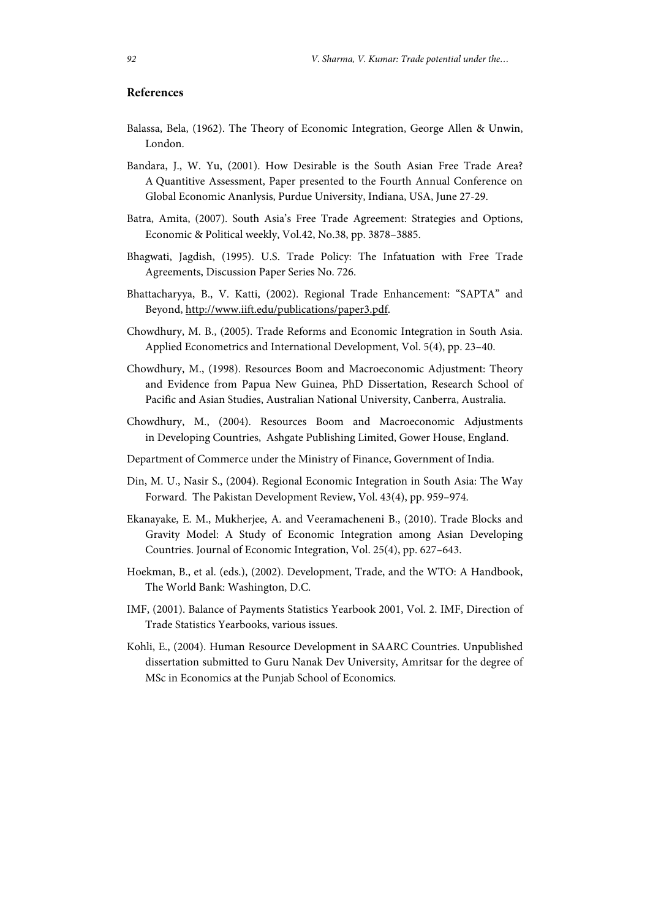## References

Balassa, Bela, (1962). The Theory of Economic Integration, George Allen & Unwin, London.

Bandara, J., W. Yu, (2001). How Desirable is the South Asian Free Trade Area? A Quantitive Assessment, Paper presented to the Fourth Annual Conference on Global Economic Ananlysis, Purdue University, Indiana, USA, June 27-29.

Batra, Amita, (2007). South Asia's Free Trade Agreement: Strategies and Options, Economic & Political weekly, Vol.42, No.38, pp. 3878–3885.

Bhagwati, Jagdish, (1995). U.S. Trade Policy: The Infatuation with Free Trade Agreements, Discussion Paper Series No. 726.

Bhattacharyya, B., V. Katti, (2002). Regional Trade Enhancement: "SAPTA" and Beyond, http://www.iift.edu/publications/paper3.pdf.

Chowdhury, M. B., (2005). Trade Reforms and Economic Integration in South Asia. Applied Econometrics and International Development, Vol. 5(4), pp. 23–40.

Chowdhury, M., (1998). Resources Boom and Macroeconomic Adjustment: Theory and Evidence from Papua New Guinea, PhD Dissertation, Research School of Pacific and Asian Studies, Australian National University, Canberra, Australia.

Chowdhury, M., (2004). Resources Boom and Macroeconomic Adjustments in Developing Countries, Ashgate Publishing Limited, Gower House, England.

Department of Commerce under the Ministry of Finance, Government of India.

Din, M. U., Nasir S., (2004). Regional Economic Integration in South Asia: The Way Forward. The Pakistan Development Review, Vol. 43(4), pp. 959–974.

Ekanayake, E. M., Mukherjee, A. and Veeramacheneni B., (2010). Trade Blocks and Gravity Model: A Study of Economic Integration among Asian Developing Countries. Journal of Economic Integration, Vol. 25(4), pp. 627–643.

Hoekman, B., et al. (eds.), (2002). Development, Trade, and the WTO: A Handbook, The World Bank: Washington, D.C.

IMF, (2001). Balance of Payments Statistics Yearbook 2001, Vol. 2. IMF, Direction of Trade Statistics Yearbooks, various issues.

Kohli, E., (2004). Human Resource Development in SAARC Countries. Unpublished dissertation submitted to Guru Nanak Dev University, Amritsar for the degree of MSc in Economics at the Punjab School of Economics.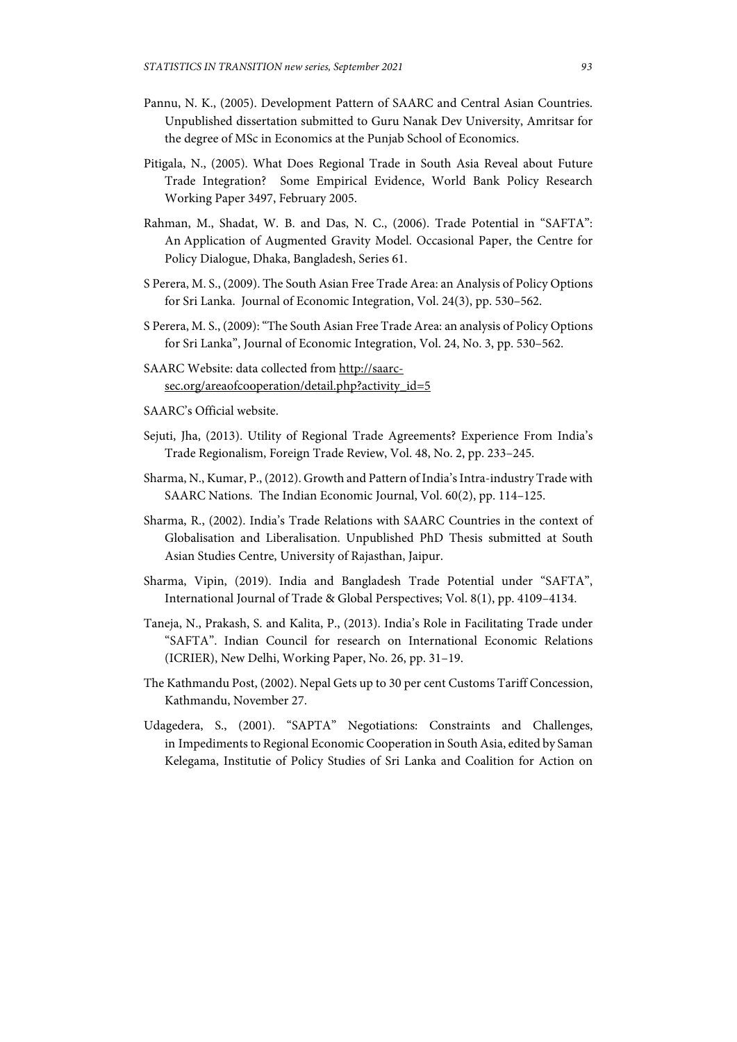Pannu, N. K., (2005). Development Pattern of SAARC and Central Asian Countries. Unpublished dissertation submitted to Guru Nanak Dev University, Amritsar for the degree of MSc in Economics at the Punjab School of Economics.

Pitigala, N., (2005). What Does Regional Trade in South Asia Reveal about Future Trade Integration? Some Empirical Evidence, World Bank Policy Research Working Paper 3497, February 2005.

Rahman, M., Shadat, W. B. and Das, N. C., (2006). Trade Potential in "SAFTA": An Application of Augmented Gravity Model. Occasional Paper, the Centre for Policy Dialogue, Dhaka, Bangladesh, Series 61.

S Perera, M. S., (2009). The South Asian Free Trade Area: an Analysis of Policy Options for Sri Lanka. Journal of Economic Integration, Vol. 24(3), pp. 530–562.

S Perera, M. S., (2009): "The South Asian Free Trade Area: an analysis of Policy Options for Sri Lanka", Journal of Economic Integration, Vol. 24, No. 3, pp. 530–562.

SAARC Website: data collected from http://saarc-sec.org/areaofcooperation/detail.php?activity_id=5

SAARC's Official website.

Sejuti, Jha, (2013). Utility of Regional Trade Agreements? Experience From India's Trade Regionalism, Foreign Trade Review, Vol. 48, No. 2, pp. 233–245.

Sharma, N., Kumar, P., (2012). Growth and Pattern of India's Intra-industry Trade with SAARC Nations. The Indian Economic Journal, Vol. 60(2), pp. 114–125.

Sharma, R., (2002). India's Trade Relations with SAARC Countries in the context of Globalisation and Liberalisation. Unpublished PhD Thesis submitted at South Asian Studies Centre, University of Rajasthan, Jaipur.

Sharma, Vipin, (2019). India and Bangladesh Trade Potential under "SAFTA", International Journal of Trade & Global Perspectives; Vol. 8(1), pp. 4109–4134.

Taneja, N., Prakash, S. and Kalita, P., (2013). India's Role in Facilitating Trade under "SAFTA". Indian Council for research on International Economic Relations (ICRIER), New Delhi, Working Paper, No. 26, pp. 31–19.

The Kathmandu Post, (2002). Nepal Gets up to 30 per cent Customs Tariff Concession, Kathmandu, November 27.

Udagedera, S., (2001). "SAPTA" Negotiations: Constraints and Challenges, in Impediments to Regional Economic Cooperation in South Asia, edited by Saman Kelegama, Institutie of Policy Studies of Sri Lanka and Coalition for Action on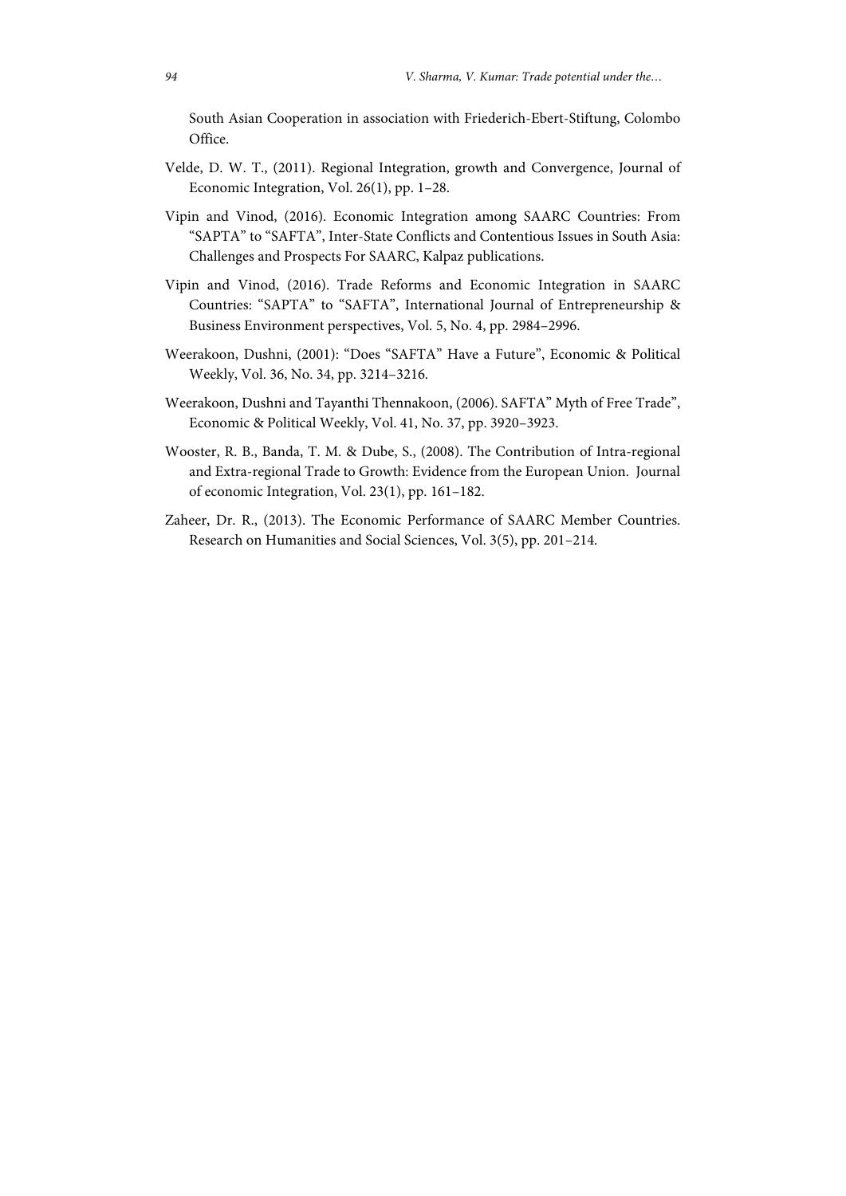South Asian Cooperation in association with Friederich-Ebert-Stiftung, Colombo Office.

Velde, D. W. T., (2011). Regional Integration, growth and Convergence, Journal of Economic Integration, Vol. 26(1), pp. 1–28.

Vipin and Vinod, (2016). Economic Integration among SAARC Countries: From "SAPTA" to "SAFTA", Inter-State Conflicts and Contentious Issues in South Asia: Challenges and Prospects For SAARC, Kalpaz publications.

Vipin and Vinod, (2016). Trade Reforms and Economic Integration in SAARC Countries: "SAPTA" to "SAFTA", International Journal of Entrepreneurship & Business Environment perspectives, Vol. 5, No. 4, pp. 2984–2996.

Weerakoon, Dushni, (2001): "Does "SAFTA" Have a Future", Economic & Political Weekly, Vol. 36, No. 34, pp. 3214–3216.

Weerakoon, Dushni and Tayanthi Thennakoon, (2006). SAFTA" Myth of Free Trade", Economic & Political Weekly, Vol. 41, No. 37, pp. 3920–3923.

Wooster, R. B., Banda, T. M. & Dube, S., (2008). The Contribution of Intra-regional and Extra-regional Trade to Growth: Evidence from the European Union. Journal of economic Integration, Vol. 23(1), pp. 161–182.

Zaheer, Dr. R., (2013). The Economic Performance of SAARC Member Countries. Research on Humanities and Social Sciences, Vol. 3(5), pp. 201–214.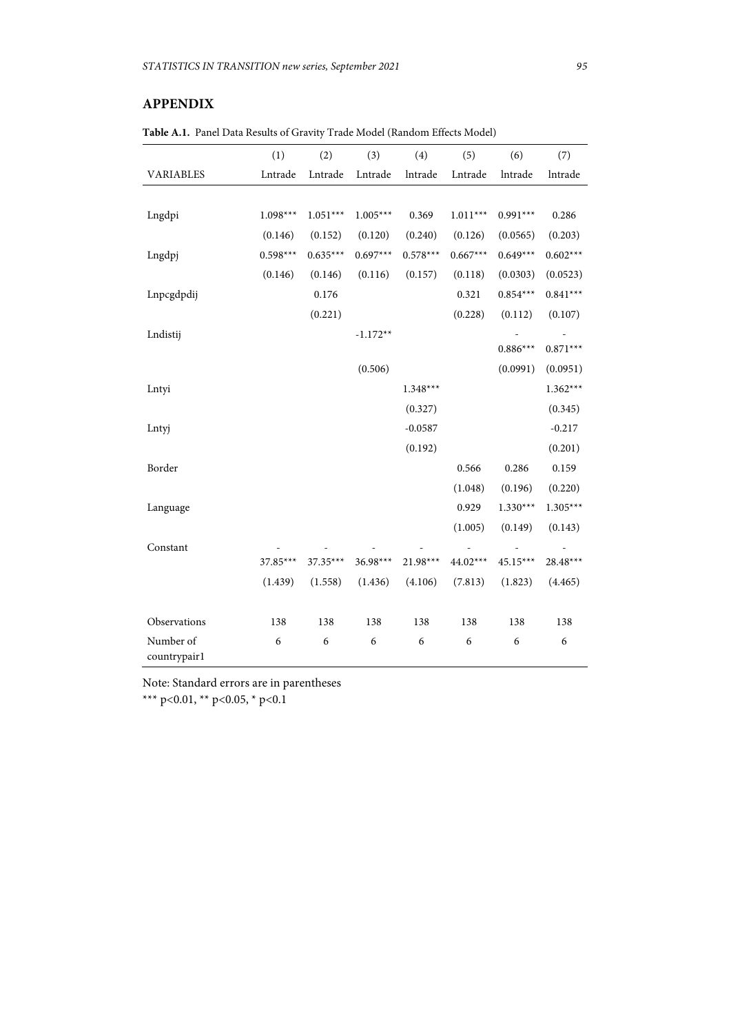## APPENDIX

**Table A.1.** Panel Data Results of Gravity Trade Model (Random Effects Model)

| | (1) | (2) | (3) | (4) | (5) | (6) | (7) |
|---|---|---|---|---|---|---|---|
| VARIABLES | Lntrade | Lntrade | Lntrade | lntrade | Lntrade | lntrade | lntrade |
| Lngdpi | 1.098*** | 1.051*** | 1.005*** | 0.369 | 1.011*** | 0.991*** | 0.286 |
| | (0.146) | (0.152) | (0.120) | (0.240) | (0.126) | (0.0565) | (0.203) |
| Lngdpj | 0.598*** | 0.635*** | 0.697*** | 0.578*** | 0.667*** | 0.649*** | 0.602*** |
| | (0.146) | (0.146) | (0.116) | (0.157) | (0.118) | (0.0303) | (0.0523) |
| Lnpcgdpdij | | 0.176 | | | 0.321 | 0.854*** | 0.841*** |
| | | (0.221) | | | (0.228) | (0.112) | (0.107) |
| Lndistij | | | -1.172** | | | -0.886*** | -0.871*** |
| | | | (0.506) | | | (0.0991) | (0.0951) |
| Lntyi | | | | 1.348*** | | | 1.362*** |
| | | | | (0.327) | | | (0.345) |
| Lntyj | | | | -0.0587 | | | -0.217 |
| | | | | (0.192) | | | (0.201) |
| Border | | | | | 0.566 | 0.286 | 0.159 |
| | | | | | (1.048) | (0.196) | (0.220) |
| Language | | | | | 0.929 | 1.330*** | 1.305*** |
| | | | | | (1.005) | (0.149) | (0.143) |
| Constant | -37.85*** | -37.35*** | -36.98*** | -21.98*** | -44.02*** | -45.15*** | -28.48*** |
| | (1.439) | (1.558) | (1.436) | (4.106) | (7.813) | (1.823) | (4.465) |
| Observations | 138 | 138 | 138 | 138 | 138 | 138 | 138 |
| Number of countrypair1 | 6 | 6 | 6 | 6 | 6 | 6 | 6 |

Note: Standard errors are in parentheses

*** p<0.01, ** p<0.05, * p<0.1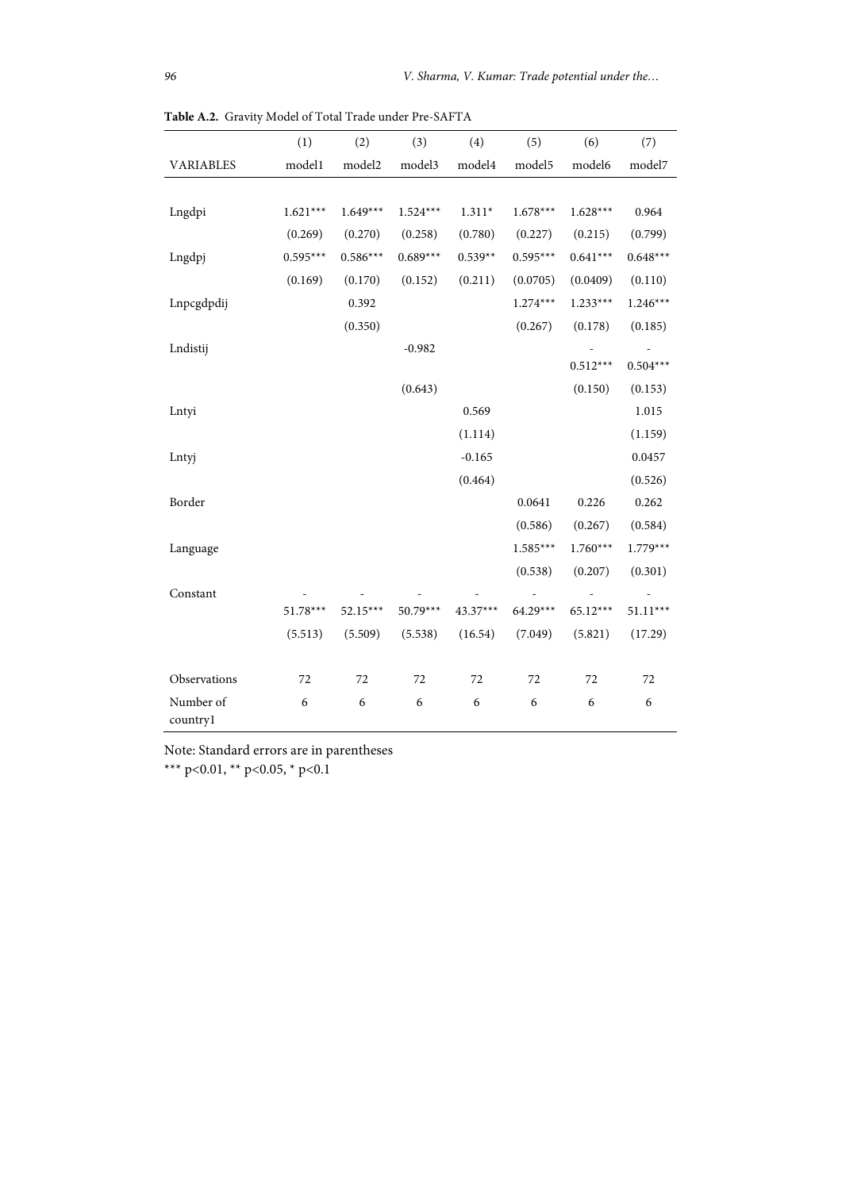**Table A.2.** Gravity Model of Total Trade under Pre-SAFTA

| | (1) | (2) | (3) | (4) | (5) | (6) | (7) |
|---|---|---|---|---|---|---|---|
| VARIABLES | model1 | model2 | model3 | model4 | model5 | model6 | model7 |
| Lngdpi | 1.621*** | 1.649*** | 1.524*** | 1.311* | 1.678*** | 1.628*** | 0.964 |
| | (0.269) | (0.270) | (0.258) | (0.780) | (0.227) | (0.215) | (0.799) |
| Lngdpj | 0.595*** | 0.586*** | 0.689*** | 0.539** | 0.595*** | 0.641*** | 0.648*** |
| | (0.169) | (0.170) | (0.152) | (0.211) | (0.0705) | (0.0409) | (0.110) |
| Lnpcgdpdij | | 0.392 | | | 1.274*** | 1.233*** | 1.246*** |
| | | (0.350) | | | (0.267) | (0.178) | (0.185) |
| Lndistij | | | -0.982 | | | -0.512*** | -0.504*** |
| | | | (0.643) | | | (0.150) | (0.153) |
| Lntyi | | | | 0.569 | | | 1.015 |
| | | | | (1.114) | | | (1.159) |
| Lntyj | | | | -0.165 | | | 0.0457 |
| | | | | (0.464) | | | (0.526) |
| Border | | | | | 0.0641 | 0.226 | 0.262 |
| | | | | | (0.586) | (0.267) | (0.584) |
| Language | | | | | 1.585*** | 1.760*** | 1.779*** |
| | | | | | (0.538) | (0.207) | (0.301) |
| Constant | -51.78*** | -52.15*** | -50.79*** | -43.37*** | -64.29*** | -65.12*** | -51.11*** |
| | (5.513) | (5.509) | (5.538) | (16.54) | (7.049) | (5.821) | (17.29) |
| Observations | 72 | 72 | 72 | 72 | 72 | 72 | 72 |
| Number of country1 | 6 | 6 | 6 | 6 | 6 | 6 | 6 |

Note: Standard errors are in parentheses

*** p<0.01, ** p<0.05, * p<0.1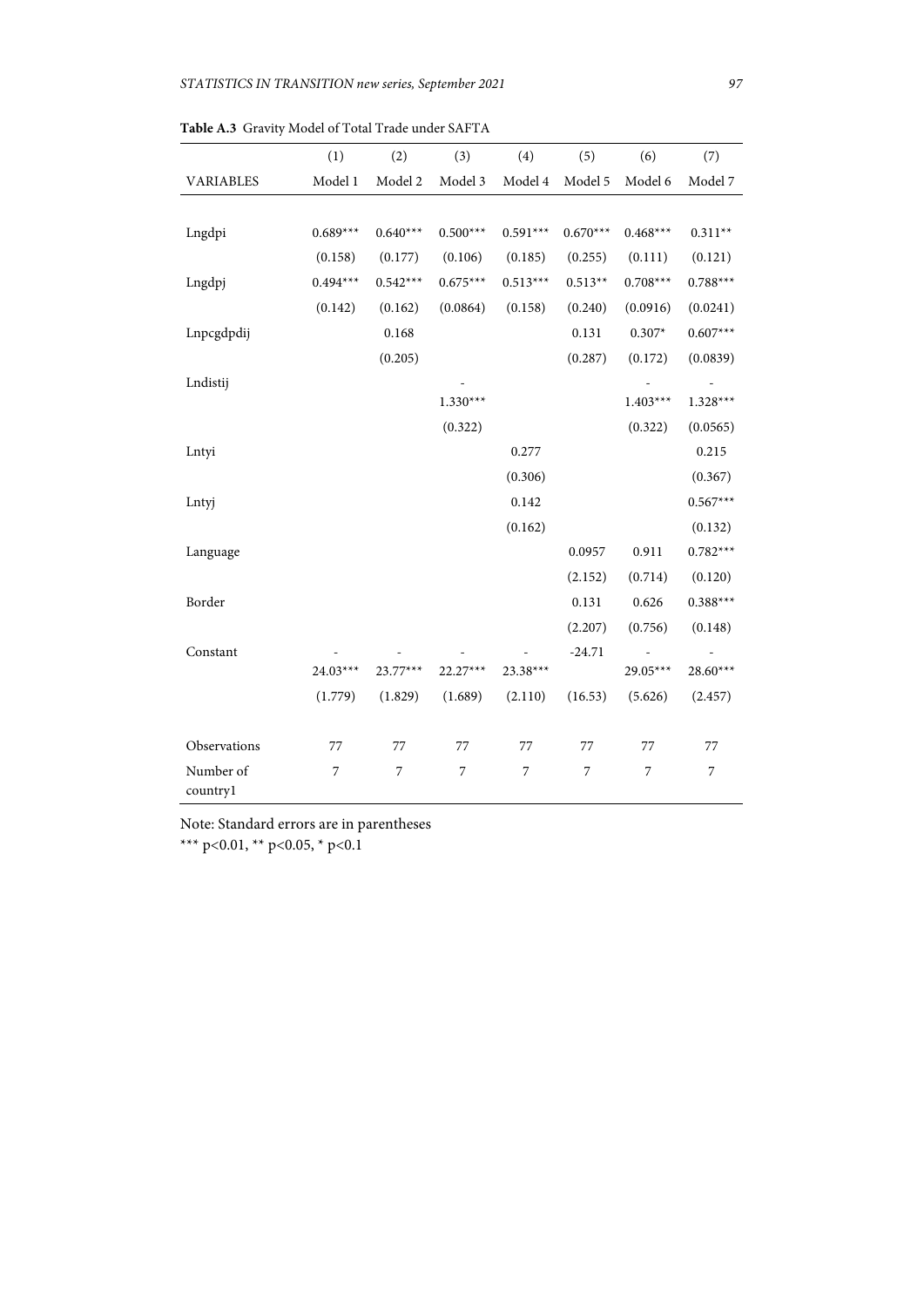**Table A.3** Gravity Model of Total Trade under SAFTA

| | (1) | (2) | (3) | (4) | (5) | (6) | (7) |
|---|---|---|---|---|---|---|---|
| VARIABLES | Model 1 | Model 2 | Model 3 | Model 4 | Model 5 | Model 6 | Model 7 |
| Lngdpi | 0.689*** | 0.640*** | 0.500*** | 0.591*** | 0.670*** | 0.468*** | 0.311** |
| | (0.158) | (0.177) | (0.106) | (0.185) | (0.255) | (0.111) | (0.121) |
| Lngdpj | 0.494*** | 0.542*** | 0.675*** | 0.513*** | 0.513** | 0.708*** | 0.788*** |
| | (0.142) | (0.162) | (0.0864) | (0.158) | (0.240) | (0.0916) | (0.0241) |
| Lnpcgdpdij | | 0.168 | | | 0.131 | 0.307* | 0.607*** |
| | | (0.205) | | | (0.287) | (0.172) | (0.0839) |
| Lndistij | | | -1.330*** | | | -1.403*** | -1.328*** |
| | | | (0.322) | | | (0.322) | (0.0565) |
| Lntyi | | | | 0.277 | | | 0.215 |
| | | | | (0.306) | | | (0.367) |
| Lntyj | | | | 0.142 | | | 0.567*** |
| | | | | (0.162) | | | (0.132) |
| Language | | | | | 0.0957 | 0.911 | 0.782*** |
| | | | | | (2.152) | (0.714) | (0.120) |
| Border | | | | | 0.131 | 0.626 | 0.388*** |
| | | | | | (2.207) | (0.756) | (0.148) |
| Constant | -24.03*** | -23.77*** | -22.27*** | -23.38*** | -24.71 | -29.05*** | -28.60*** |
| | (1.779) | (1.829) | (1.689) | (2.110) | (16.53) | (5.626) | (2.457) |
| Observations | 77 | 77 | 77 | 77 | 77 | 77 | 77 |
| Number of country1 | 7 | 7 | 7 | 7 | 7 | 7 | 7 |

Note: Standard errors are in parentheses

*** p<0.01, ** p<0.05, * p<0.1